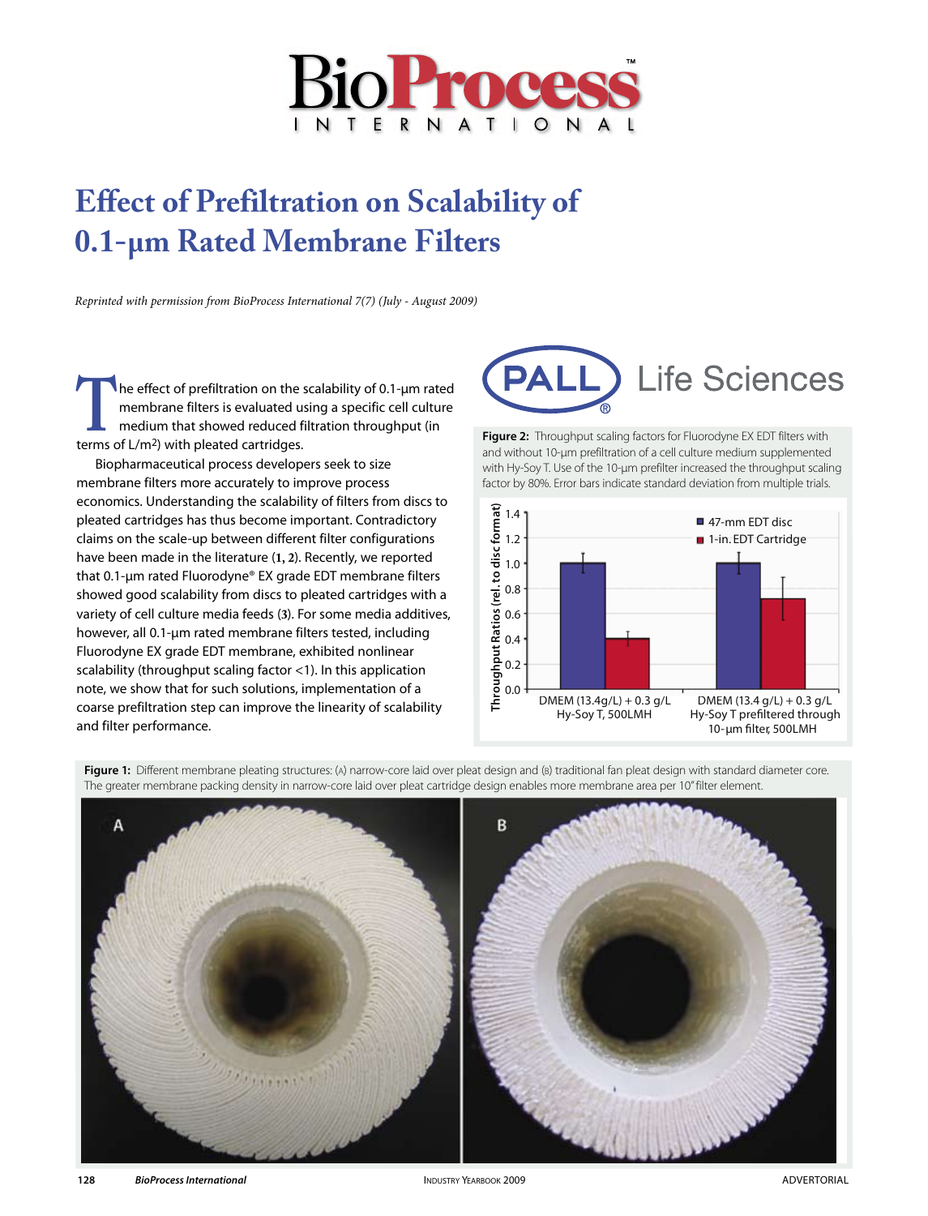# Effect of Prefiltration on Scalability of 0.1-µm Rated Membrane Filters

*Reprinted with permission from BioProcess International 7(7) (July - August 2009)*

The effect of prefiltration on the scalability of 0.1-µm rated membrane filters is evaluated using a specific cell culture medium that showed reduced filtration throughput (in terms of L/m²) with pleated cartridges.

Biopharmaceutical process developers seek to size membrane filters more accurately to improve process economics. Understanding the scalability of filters from discs to pleated cartridges has thus become important. Contradictory claims on the scale-up between different filter configurations have been made in the literature (**1, 2**). Recently, we reported that 0.1-µm rated Fluorodyne® EX grade EDT membrane filters showed good scalability from discs to pleated cartridges with a variety of cell culture media feeds (**3**). For some media additives, however, all 0.1-µm rated membrane filters tested, including Fluorodyne EX grade EDT membrane, exhibited nonlinear scalability (throughput scaling factor <1). In this application note, we show that for such solutions, implementation of a coarse prefiltration step can improve the linearity of scalability and filter performance.

**Figure 2:** Throughput scaling factors for Fluorodyne EX EDT filters with and without 10-µm prefiltration of a cell culture medium supplemented with Hy-Soy T. Use of the 10-µm prefilter increased the throughput scaling factor by 80%. Error bars indicate standard deviation from multiple trials.

**Figure 1:** Different membrane pleating structures: (A) narrow-core laid over pleat design and (B) traditional fan pleat design with standard diameter core. The greater membrane packing density in narrow-core laid over pleat cartridge design enables more membrane area per 10" filter element.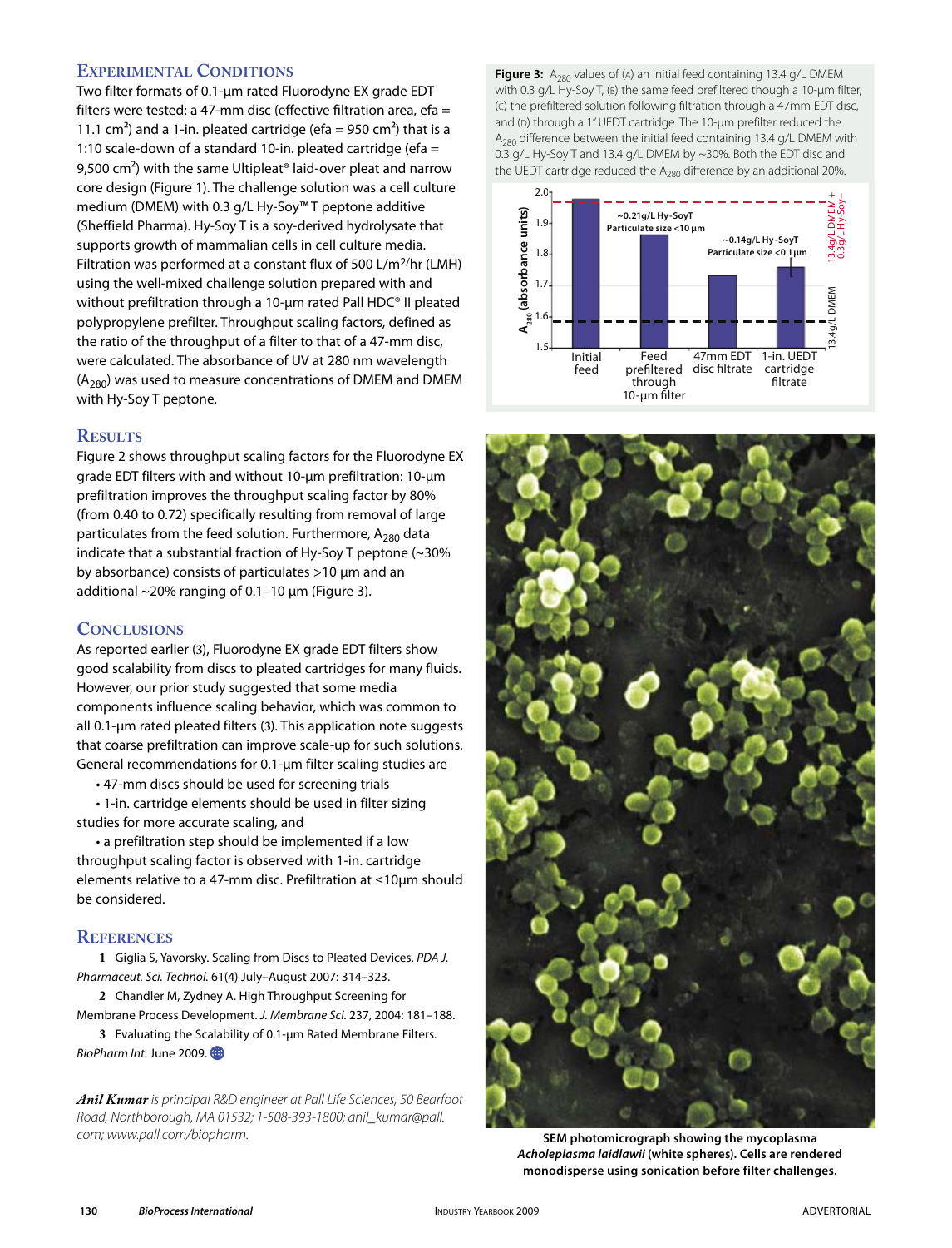## Experimental Conditions

Two filter formats of 0.1-µm rated Fluorodyne EX grade EDT filters were tested: a 47-mm disc (effective filtration area, efa = 11.1 cm²) and a 1-in. pleated cartridge (efa = 950 cm²) that is a 1:10 scale-down of a standard 10-in. pleated cartridge (efa = 9,500 cm²) with the same Ultipleat® laid-over pleat and narrow core design (Figure 1). The challenge solution was a cell culture medium (DMEM) with 0.3 g/L Hy-Soy™ T peptone additive (Sheffield Pharma). Hy-Soy T is a soy-derived hydrolysate that supports growth of mammalian cells in cell culture media. Filtration was performed at a constant flux of 500 L/m²/hr (LMH) using the well-mixed challenge solution prepared with and without prefiltration through a 10-µm rated Pall HDC® II pleated polypropylene prefilter. Throughput scaling factors, defined as the ratio of the throughput of a filter to that of a 47-mm disc, were calculated. The absorbance of UV at 280 nm wavelength ($A_{280}$) was used to measure concentrations of DMEM and DMEM with Hy-Soy T peptone.

## Results

Figure 2 shows throughput scaling factors for the Fluorodyne EX grade EDT filters with and without 10-µm prefiltration: 10-µm prefiltration improves the throughput scaling factor by 80% (from 0.40 to 0.72) specifically resulting from removal of large particulates from the feed solution. Furthermore, $A_{280}$ data indicate that a substantial fraction of Hy-Soy T peptone (~30% by absorbance) consists of particulates >10 µm and an additional ~20% ranging of 0.1–10 µm (Figure 3).

## Conclusions

As reported earlier (3), Fluorodyne EX grade EDT filters show good scalability from discs to pleated cartridges for many fluids. However, our prior study suggested that some media components influence scaling behavior, which was common to all 0.1-µm rated pleated filters (3). This application note suggests that coarse prefiltration can improve scale-up for such solutions. General recommendations for 0.1-µm filter scaling studies are

- 47-mm discs should be used for screening trials
- 1-in. cartridge elements should be used in filter sizing studies for more accurate scaling, and
- a prefiltration step should be implemented if a low throughput scaling factor is observed with 1-in. cartridge elements relative to a 47-mm disc. Prefiltration at ≤10µm should be considered.

## References

1 Giglia S, Yavorsky. Scaling from Discs to Pleated Devices. *PDA J. Pharmaceut. Sci. Technol.* 61(4) July–August 2007: 314–323.

2 Chandler M, Zydney A. High Throughput Screening for Membrane Process Development. *J. Membrane Sci.* 237, 2004: 181–188.

3 Evaluating the Scalability of 0.1-µm Rated Membrane Filters. *BioPharm Int.* June 2009.

***Anil Kumar*** *is principal R&D engineer at Pall Life Sciences, 50 Bearfoot Road, Northborough, MA 01532; 1-508-393-1800; anil_kumar@pall.com; www.pall.com/biopharm.*

**Figure 3:** $A_{280}$ values of (A) an initial feed containing 13.4 g/L DMEM with 0.3 g/L Hy-Soy T, (B) the same feed prefiltered though a 10-µm filter, (C) the prefiltered solution following filtration through a 47mm EDT disc, and (D) through a 1" UEDT cartridge. The 10-µm prefilter reduced the $A_{280}$ difference between the initial feed containing 13.4 g/L DMEM with 0.3 g/L Hy-Soy T and 13.4 g/L DMEM by ~30%. Both the EDT disc and the UEDT cartridge reduced the $A_{280}$ difference by an additional 20%.

$A_{280}$ (absorbance units)
2.0
1.9
1.8
1.7
1.6
1.5
~0.21g/L Hy-SoyT Particulate size <10 µm
~0.14g/L Hy-SoyT Particulate size <0.1 µm
13.4g/L DMEM + 0.3g/L Hy-Soy
13.4g/L DMEM
Initial feed
Feed prefiltered through 10-µm filter
47mm EDT disc filtrate
1-in. UEDT cartridge filtrate

**SEM photomicrograph showing the mycoplasma *Acholeplasma laidlawii* (white spheres). Cells are rendered monodisperse using sonication before filter challenges.**